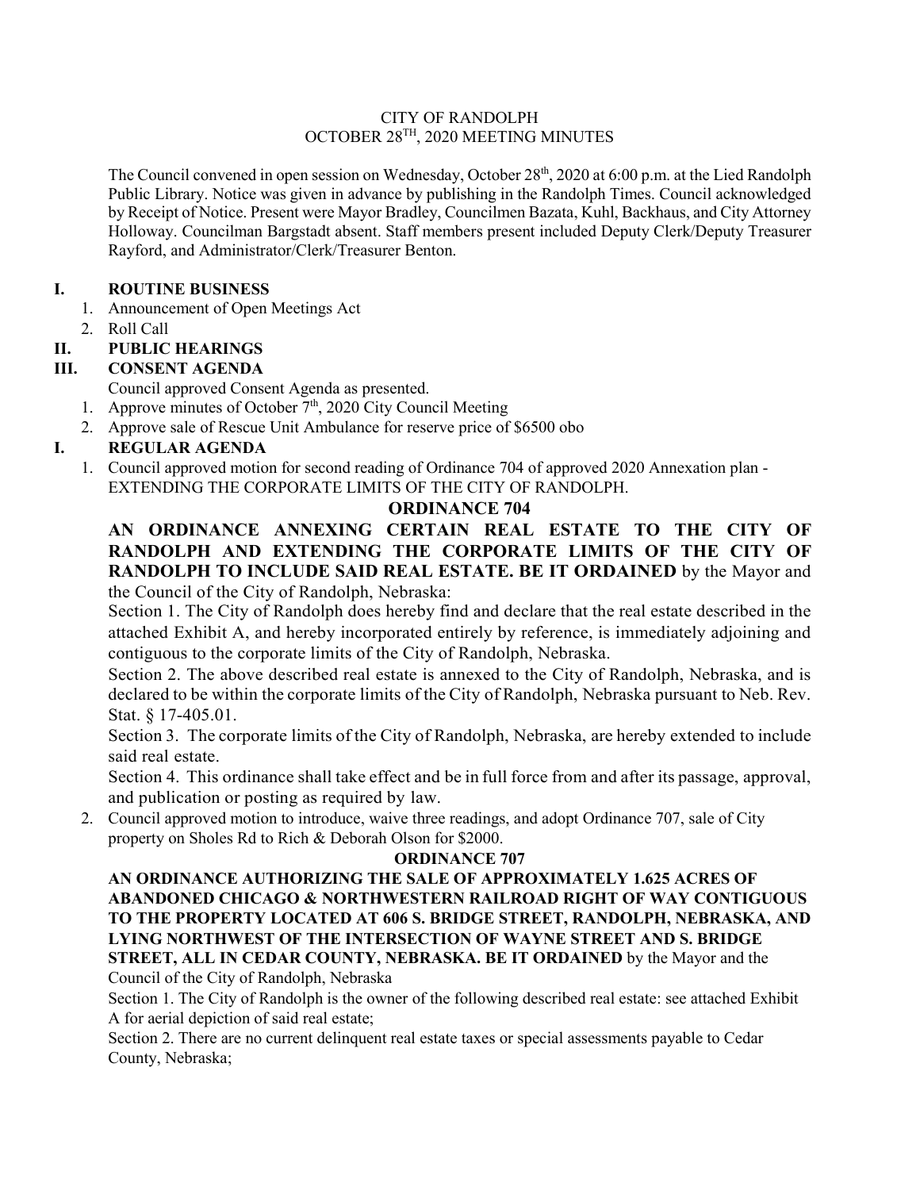# CITY OF RANDOLPH
## OCTOBER 28TH, 2020 MEETING MINUTES

The Council convened in open session on Wednesday, October 28th, 2020 at 6:00 p.m. at the Lied Randolph Public Library. Notice was given in advance by publishing in the Randolph Times. Council acknowledged by Receipt of Notice. Present were Mayor Bradley, Councilmen Bazata, Kuhl, Backhaus, and City Attorney Holloway. Councilman Bargstadt absent. Staff members present included Deputy Clerk/Deputy Treasurer Rayford, and Administrator/Clerk/Treasurer Benton.

### I. ROUTINE BUSINESS

1. Announcement of Open Meetings Act
2. Roll Call

### II. PUBLIC HEARINGS

### III. CONSENT AGENDA

Council approved Consent Agenda as presented.

1. Approve minutes of October 7th, 2020 City Council Meeting
2. Approve sale of Rescue Unit Ambulance for reserve price of $6500 obo

### I. REGULAR AGENDA

1. Council approved motion for second reading of Ordinance 704 of approved 2020 Annexation plan - EXTENDING THE CORPORATE LIMITS OF THE CITY OF RANDOLPH.

**ORDINANCE 704**

**AN ORDINANCE ANNEXING CERTAIN REAL ESTATE TO THE CITY OF RANDOLPH AND EXTENDING THE CORPORATE LIMITS OF THE CITY OF RANDOLPH TO INCLUDE SAID REAL ESTATE. BE IT ORDAINED** by the Mayor and the Council of the City of Randolph, Nebraska:

Section 1. The City of Randolph does hereby find and declare that the real estate described in the attached Exhibit A, and hereby incorporated entirely by reference, is immediately adjoining and contiguous to the corporate limits of the City of Randolph, Nebraska.

Section 2. The above described real estate is annexed to the City of Randolph, Nebraska, and is declared to be within the corporate limits of the City of Randolph, Nebraska pursuant to Neb. Rev. Stat. § 17-405.01.

Section 3. The corporate limits of the City of Randolph, Nebraska, are hereby extended to include said real estate.

Section 4. This ordinance shall take effect and be in full force from and after its passage, approval, and publication or posting as required by law.

2. Council approved motion to introduce, waive three readings, and adopt Ordinance 707, sale of City property on Sholes Rd to Rich & Deborah Olson for $2000.

**ORDINANCE 707**

**AN ORDINANCE AUTHORIZING THE SALE OF APPROXIMATELY 1.625 ACRES OF ABANDONED CHICAGO & NORTHWESTERN RAILROAD RIGHT OF WAY CONTIGUOUS TO THE PROPERTY LOCATED AT 606 S. BRIDGE STREET, RANDOLPH, NEBRASKA, AND LYING NORTHWEST OF THE INTERSECTION OF WAYNE STREET AND S. BRIDGE STREET, ALL IN CEDAR COUNTY, NEBRASKA. BE IT ORDAINED** by the Mayor and the Council of the City of Randolph, Nebraska

Section 1. The City of Randolph is the owner of the following described real estate: see attached Exhibit A for aerial depiction of said real estate;

Section 2. There are no current delinquent real estate taxes or special assessments payable to Cedar County, Nebraska;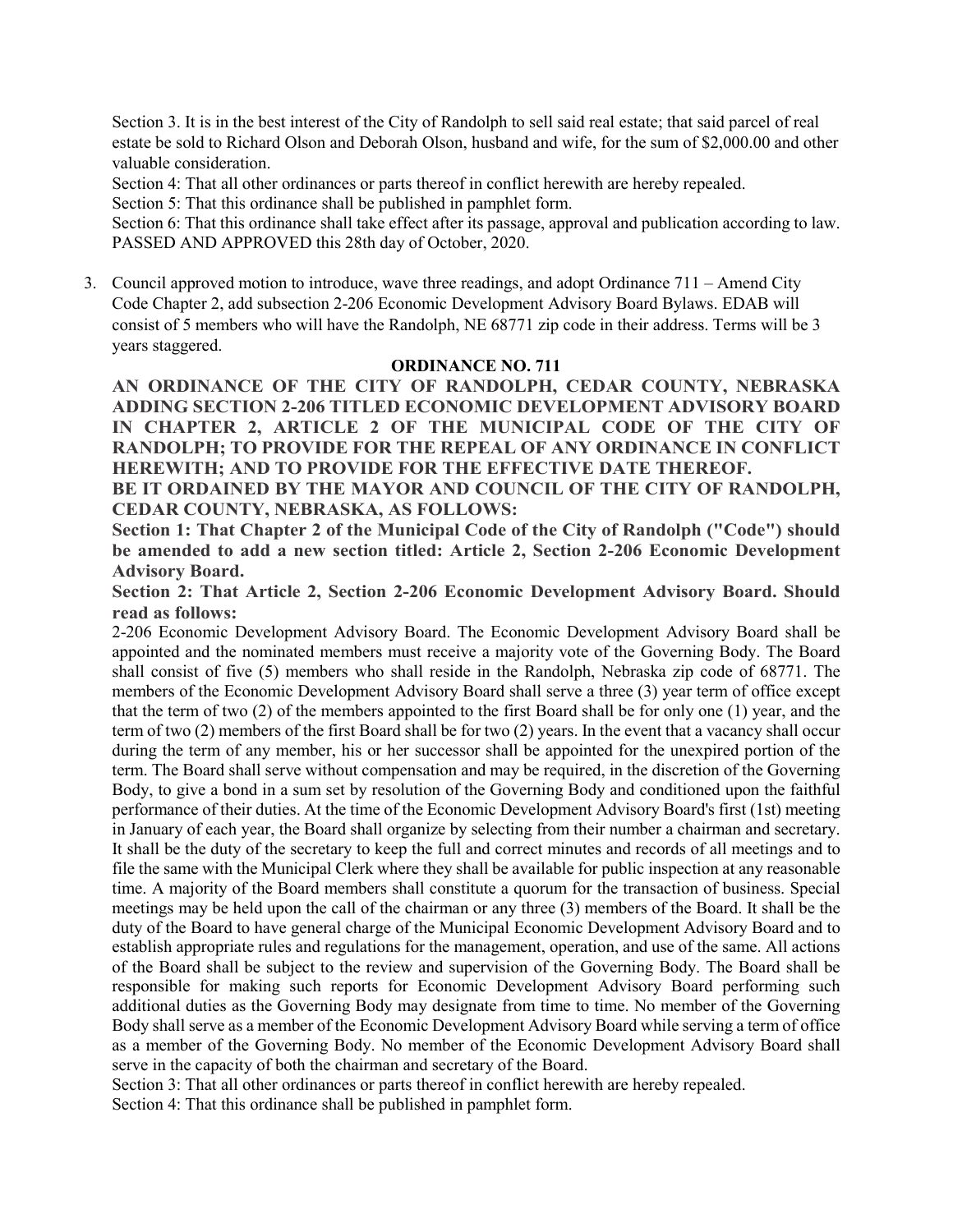Section 3. It is in the best interest of the City of Randolph to sell said real estate; that said parcel of real estate be sold to Richard Olson and Deborah Olson, husband and wife, for the sum of $2,000.00 and other valuable consideration.

Section 4: That all other ordinances or parts thereof in conflict herewith are hereby repealed.

Section 5: That this ordinance shall be published in pamphlet form.

Section 6: That this ordinance shall take effect after its passage, approval and publication according to law.

PASSED AND APPROVED this 28th day of October, 2020.

3. Council approved motion to introduce, wave three readings, and adopt Ordinance 711 – Amend City Code Chapter 2, add subsection 2-206 Economic Development Advisory Board Bylaws. EDAB will consist of 5 members who will have the Randolph, NE 68771 zip code in their address. Terms will be 3 years staggered.

**ORDINANCE NO. 711**

**AN ORDINANCE OF THE CITY OF RANDOLPH, CEDAR COUNTY, NEBRASKA ADDING SECTION 2-206 TITLED ECONOMIC DEVELOPMENT ADVISORY BOARD IN CHAPTER 2, ARTICLE 2 OF THE MUNICIPAL CODE OF THE CITY OF RANDOLPH; TO PROVIDE FOR THE REPEAL OF ANY ORDINANCE IN CONFLICT HEREWITH; AND TO PROVIDE FOR THE EFFECTIVE DATE THEREOF.**

**BE IT ORDAINED BY THE MAYOR AND COUNCIL OF THE CITY OF RANDOLPH, CEDAR COUNTY, NEBRASKA, AS FOLLOWS:**

**Section 1: That Chapter 2 of the Municipal Code of the City of Randolph ("Code") should be amended to add a new section titled: Article 2, Section 2-206 Economic Development Advisory Board.**

**Section 2: That Article 2, Section 2-206 Economic Development Advisory Board. Should read as follows:**

2-206 Economic Development Advisory Board. The Economic Development Advisory Board shall be appointed and the nominated members must receive a majority vote of the Governing Body. The Board shall consist of five (5) members who shall reside in the Randolph, Nebraska zip code of 68771. The members of the Economic Development Advisory Board shall serve a three (3) year term of office except that the term of two (2) of the members appointed to the first Board shall be for only one (1) year, and the term of two (2) members of the first Board shall be for two (2) years. In the event that a vacancy shall occur during the term of any member, his or her successor shall be appointed for the unexpired portion of the term. The Board shall serve without compensation and may be required, in the discretion of the Governing Body, to give a bond in a sum set by resolution of the Governing Body and conditioned upon the faithful performance of their duties. At the time of the Economic Development Advisory Board's first (1st) meeting in January of each year, the Board shall organize by selecting from their number a chairman and secretary. It shall be the duty of the secretary to keep the full and correct minutes and records of all meetings and to file the same with the Municipal Clerk where they shall be available for public inspection at any reasonable time. A majority of the Board members shall constitute a quorum for the transaction of business. Special meetings may be held upon the call of the chairman or any three (3) members of the Board. It shall be the duty of the Board to have general charge of the Municipal Economic Development Advisory Board and to establish appropriate rules and regulations for the management, operation, and use of the same. All actions of the Board shall be subject to the review and supervision of the Governing Body. The Board shall be responsible for making such reports for Economic Development Advisory Board performing such additional duties as the Governing Body may designate from time to time. No member of the Governing Body shall serve as a member of the Economic Development Advisory Board while serving a term of office as a member of the Governing Body. No member of the Economic Development Advisory Board shall serve in the capacity of both the chairman and secretary of the Board.

Section 3: That all other ordinances or parts thereof in conflict herewith are hereby repealed.

Section 4: That this ordinance shall be published in pamphlet form.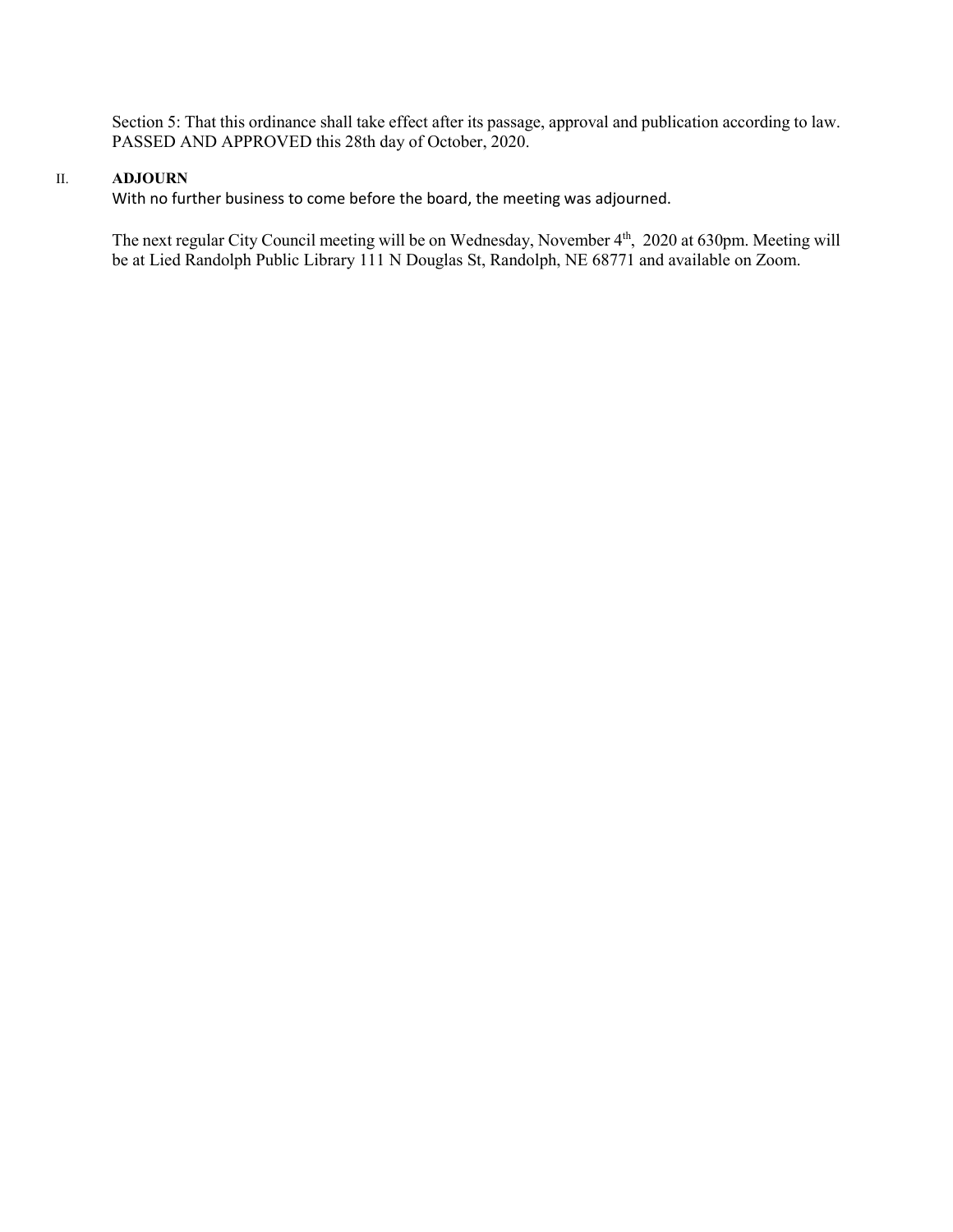Section 5: That this ordinance shall take effect after its passage, approval and publication according to law. PASSED AND APPROVED this 28th day of October, 2020.

II. **ADJOURN**

With no further business to come before the board, the meeting was adjourned.

The next regular City Council meeting will be on Wednesday, November 4th, 2020 at 630pm. Meeting will be at Lied Randolph Public Library 111 N Douglas St, Randolph, NE 68771 and available on Zoom.